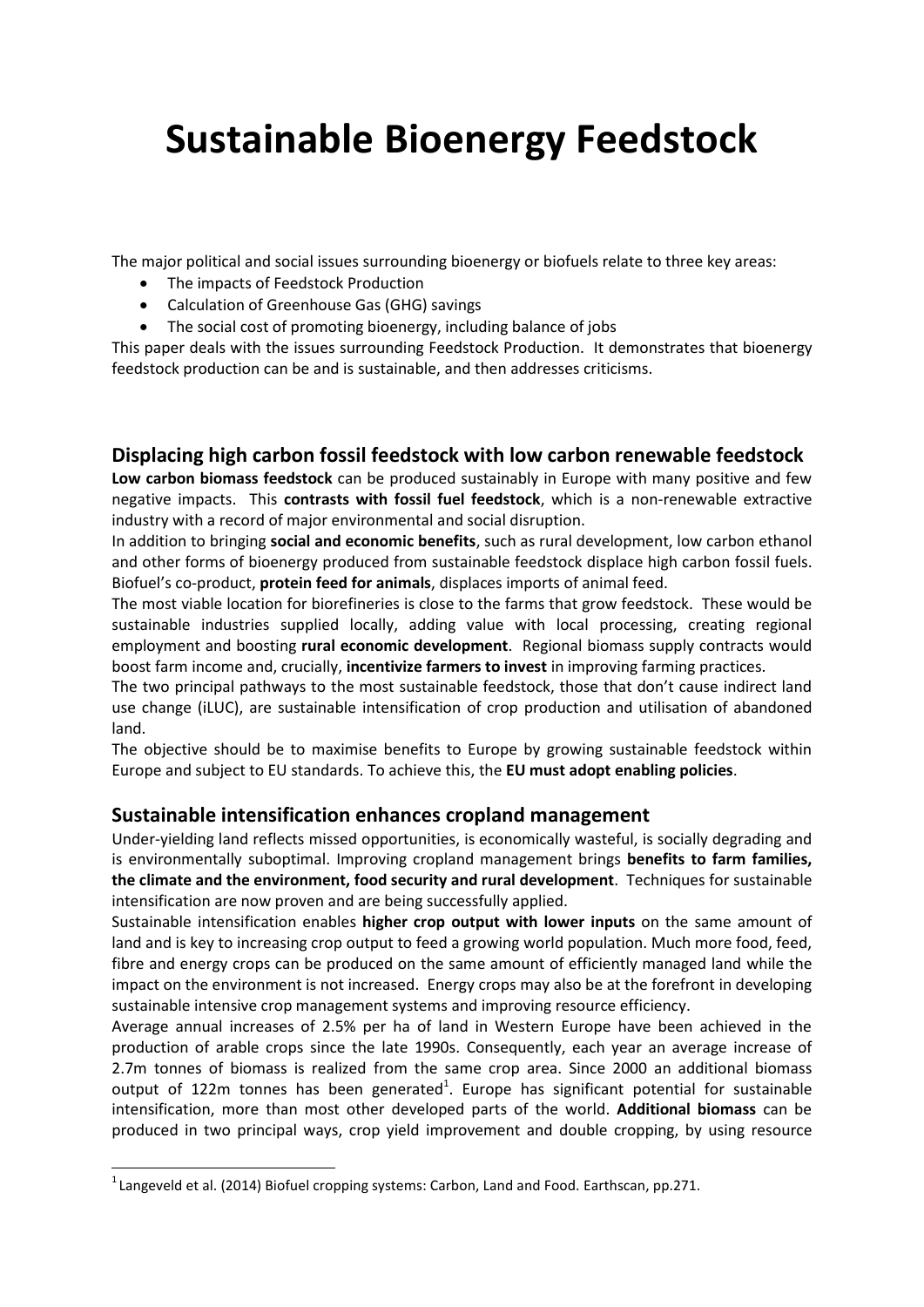# Sustainable Bioenergy Feedstock

The major political and social issues surrounding bioenergy or biofuels relate to three key areas:

- The impacts of Feedstock Production
- Calculation of Greenhouse Gas (GHG) savings
- The social cost of promoting bioenergy, including balance of jobs

This paper deals with the issues surrounding Feedstock Production. It demonstrates that bioenergy feedstock production can be and is sustainable, and then addresses criticisms.

## Displacing high carbon fossil feedstock with low carbon renewable feedstock

**Low carbon biomass feedstock** can be produced sustainably in Europe with many positive and few negative impacts. This **contrasts with fossil fuel feedstock**, which is a non-renewable extractive industry with a record of major environmental and social disruption.

In addition to bringing **social and economic benefits**, such as rural development, low carbon ethanol and other forms of bioenergy produced from sustainable feedstock displace high carbon fossil fuels. Biofuel's co-product, **protein feed for animals**, displaces imports of animal feed.

The most viable location for biorefineries is close to the farms that grow feedstock. These would be sustainable industries supplied locally, adding value with local processing, creating regional employment and boosting **rural economic development**. Regional biomass supply contracts would boost farm income and, crucially, **incentivize farmers to invest** in improving farming practices.

The two principal pathways to the most sustainable feedstock, those that don't cause indirect land use change (iLUC), are sustainable intensification of crop production and utilisation of abandoned land.

The objective should be to maximise benefits to Europe by growing sustainable feedstock within Europe and subject to EU standards. To achieve this, the **EU must adopt enabling policies**.

## Sustainable intensification enhances cropland management

Under-yielding land reflects missed opportunities, is economically wasteful, is socially degrading and is environmentally suboptimal. Improving cropland management brings **benefits to farm families, the climate and the environment, food security and rural development**. Techniques for sustainable intensification are now proven and are being successfully applied.

Sustainable intensification enables **higher crop output with lower inputs** on the same amount of land and is key to increasing crop output to feed a growing world population. Much more food, feed, fibre and energy crops can be produced on the same amount of efficiently managed land while the impact on the environment is not increased. Energy crops may also be at the forefront in developing sustainable intensive crop management systems and improving resource efficiency.

Average annual increases of 2.5% per ha of land in Western Europe have been achieved in the production of arable crops since the late 1990s. Consequently, each year an average increase of 2.7m tonnes of biomass is realized from the same crop area. Since 2000 an additional biomass output of 122m tonnes has been generated[1]. Europe has significant potential for sustainable intensification, more than most other developed parts of the world. **Additional biomass** can be produced in two principal ways, crop yield improvement and double cropping, by using resource

[1] Langeveld et al. (2014) Biofuel cropping systems: Carbon, Land and Food. Earthscan, pp.271.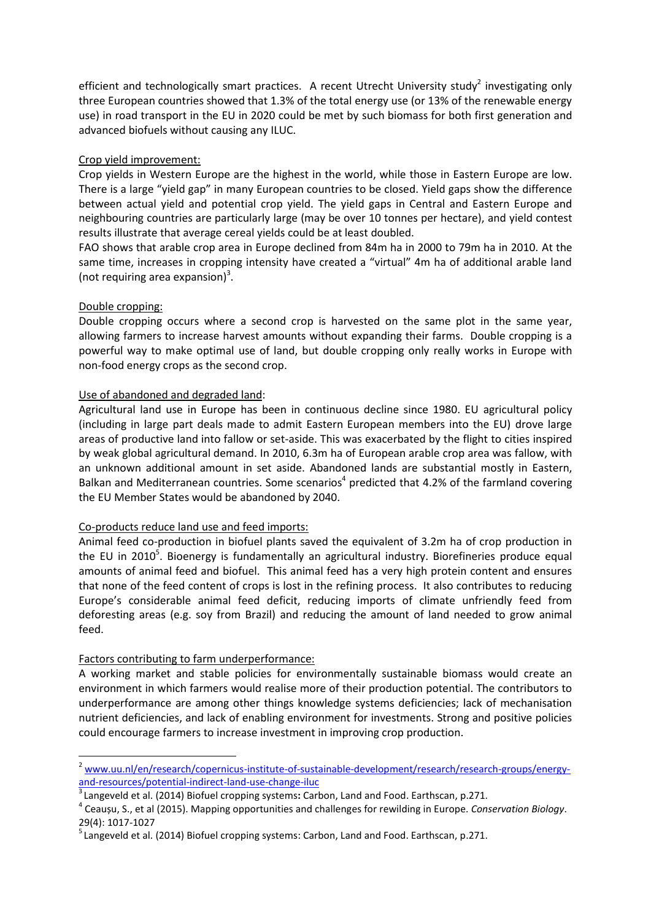efficient and technologically smart practices. A recent Utrecht University study[2] investigating only three European countries showed that 1.3% of the total energy use (or 13% of the renewable energy use) in road transport in the EU in 2020 could be met by such biomass for both first generation and advanced biofuels without causing any ILUC.

<u>Crop yield improvement:</u>

Crop yields in Western Europe are the highest in the world, while those in Eastern Europe are low. There is a large "yield gap" in many European countries to be closed. Yield gaps show the difference between actual yield and potential crop yield. The yield gaps in Central and Eastern Europe and neighbouring countries are particularly large (may be over 10 tonnes per hectare), and yield contest results illustrate that average cereal yields could be at least doubled.

FAO shows that arable crop area in Europe declined from 84m ha in 2000 to 79m ha in 2010. At the same time, increases in cropping intensity have created a "virtual" 4m ha of additional arable land (not requiring area expansion)[3].

<u>Double cropping:</u>

Double cropping occurs where a second crop is harvested on the same plot in the same year, allowing farmers to increase harvest amounts without expanding their farms. Double cropping is a powerful way to make optimal use of land, but double cropping only really works in Europe with non-food energy crops as the second crop.

<u>Use of abandoned and degraded land</u>:

Agricultural land use in Europe has been in continuous decline since 1980. EU agricultural policy (including in large part deals made to admit Eastern European members into the EU) drove large areas of productive land into fallow or set-aside. This was exacerbated by the flight to cities inspired by weak global agricultural demand. In 2010, 6.3m ha of European arable crop area was fallow, with an unknown additional amount in set aside. Abandoned lands are substantial mostly in Eastern, Balkan and Mediterranean countries. Some scenarios[4] predicted that 4.2% of the farmland covering the EU Member States would be abandoned by 2040.

<u>Co-products reduce land use and feed imports:</u>

Animal feed co-production in biofuel plants saved the equivalent of 3.2m ha of crop production in the EU in 2010[5]. Bioenergy is fundamentally an agricultural industry. Biorefineries produce equal amounts of animal feed and biofuel. This animal feed has a very high protein content and ensures that none of the feed content of crops is lost in the refining process. It also contributes to reducing Europe's considerable animal feed deficit, reducing imports of climate unfriendly feed from deforesting areas (e.g. soy from Brazil) and reducing the amount of land needed to grow animal feed.

<u>Factors contributing to farm underperformance:</u>

A working market and stable policies for environmentally sustainable biomass would create an environment in which farmers would realise more of their production potential. The contributors to underperformance are among other things knowledge systems deficiencies; lack of mechanisation nutrient deficiencies, and lack of enabling environment for investments. Strong and positive policies could encourage farmers to increase investment in improving crop production.

---

[2] www.uu.nl/en/research/copernicus-institute-of-sustainable-development/research/research-groups/energy-and-resources/potential-indirect-land-use-change-iluc

[3] Langeveld et al. (2014) Biofuel cropping systems**:** Carbon, Land and Food. Earthscan, p.271.

[4] Ceaușu, S., et al (2015). Mapping opportunities and challenges for rewilding in Europe. *Conservation Biology*. 29(4): 1017-1027

[5] Langeveld et al. (2014) Biofuel cropping systems: Carbon, Land and Food. Earthscan, p.271.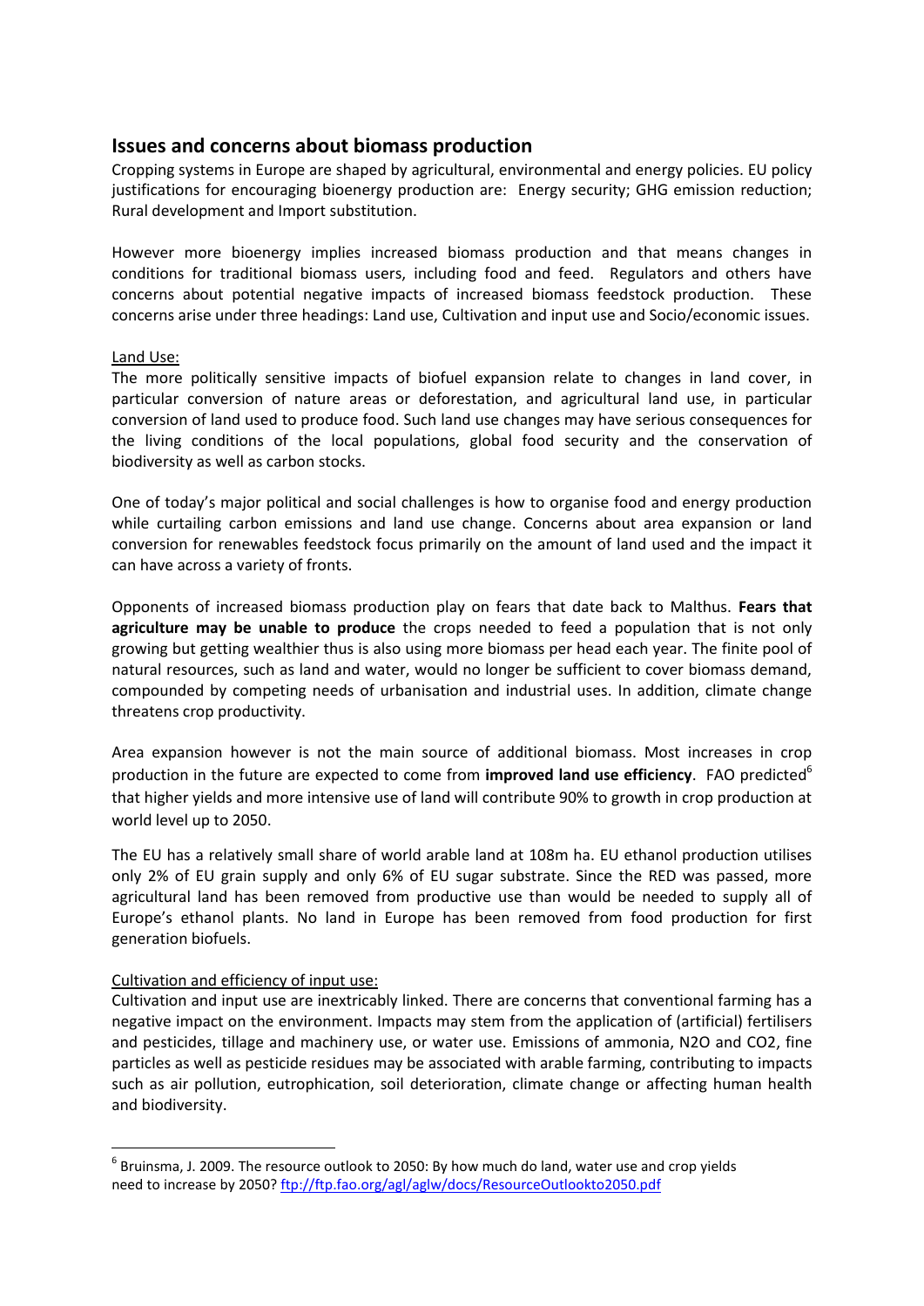## Issues and concerns about biomass production

Cropping systems in Europe are shaped by agricultural, environmental and energy policies. EU policy justifications for encouraging bioenergy production are: Energy security; GHG emission reduction; Rural development and Import substitution.

However more bioenergy implies increased biomass production and that means changes in conditions for traditional biomass users, including food and feed. Regulators and others have concerns about potential negative impacts of increased biomass feedstock production. These concerns arise under three headings: Land use, Cultivation and input use and Socio/economic issues.

Land Use:

The more politically sensitive impacts of biofuel expansion relate to changes in land cover, in particular conversion of nature areas or deforestation, and agricultural land use, in particular conversion of land used to produce food. Such land use changes may have serious consequences for the living conditions of the local populations, global food security and the conservation of biodiversity as well as carbon stocks.

One of today's major political and social challenges is how to organise food and energy production while curtailing carbon emissions and land use change. Concerns about area expansion or land conversion for renewables feedstock focus primarily on the amount of land used and the impact it can have across a variety of fronts.

Opponents of increased biomass production play on fears that date back to Malthus. **Fears that agriculture may be unable to produce** the crops needed to feed a population that is not only growing but getting wealthier thus is also using more biomass per head each year. The finite pool of natural resources, such as land and water, would no longer be sufficient to cover biomass demand, compounded by competing needs of urbanisation and industrial uses. In addition, climate change threatens crop productivity.

Area expansion however is not the main source of additional biomass. Most increases in crop production in the future are expected to come from **improved land use efficiency**. FAO predicted[6] that higher yields and more intensive use of land will contribute 90% to growth in crop production at world level up to 2050.

The EU has a relatively small share of world arable land at 108m ha. EU ethanol production utilises only 2% of EU grain supply and only 6% of EU sugar substrate. Since the RED was passed, more agricultural land has been removed from productive use than would be needed to supply all of Europe's ethanol plants. No land in Europe has been removed from food production for first generation biofuels.

Cultivation and efficiency of input use:

Cultivation and input use are inextricably linked. There are concerns that conventional farming has a negative impact on the environment. Impacts may stem from the application of (artificial) fertilisers and pesticides, tillage and machinery use, or water use. Emissions of ammonia, $N_2O$ and $CO_2$, fine particles as well as pesticide residues may be associated with arable farming, contributing to impacts such as air pollution, eutrophication, soil deterioration, climate change or affecting human health and biodiversity.

---

[6] Bruinsma, J. 2009. The resource outlook to 2050: By how much do land, water use and crop yields need to increase by 2050? ftp://ftp.fao.org/agl/aglw/docs/ResourceOutlookto2050.pdf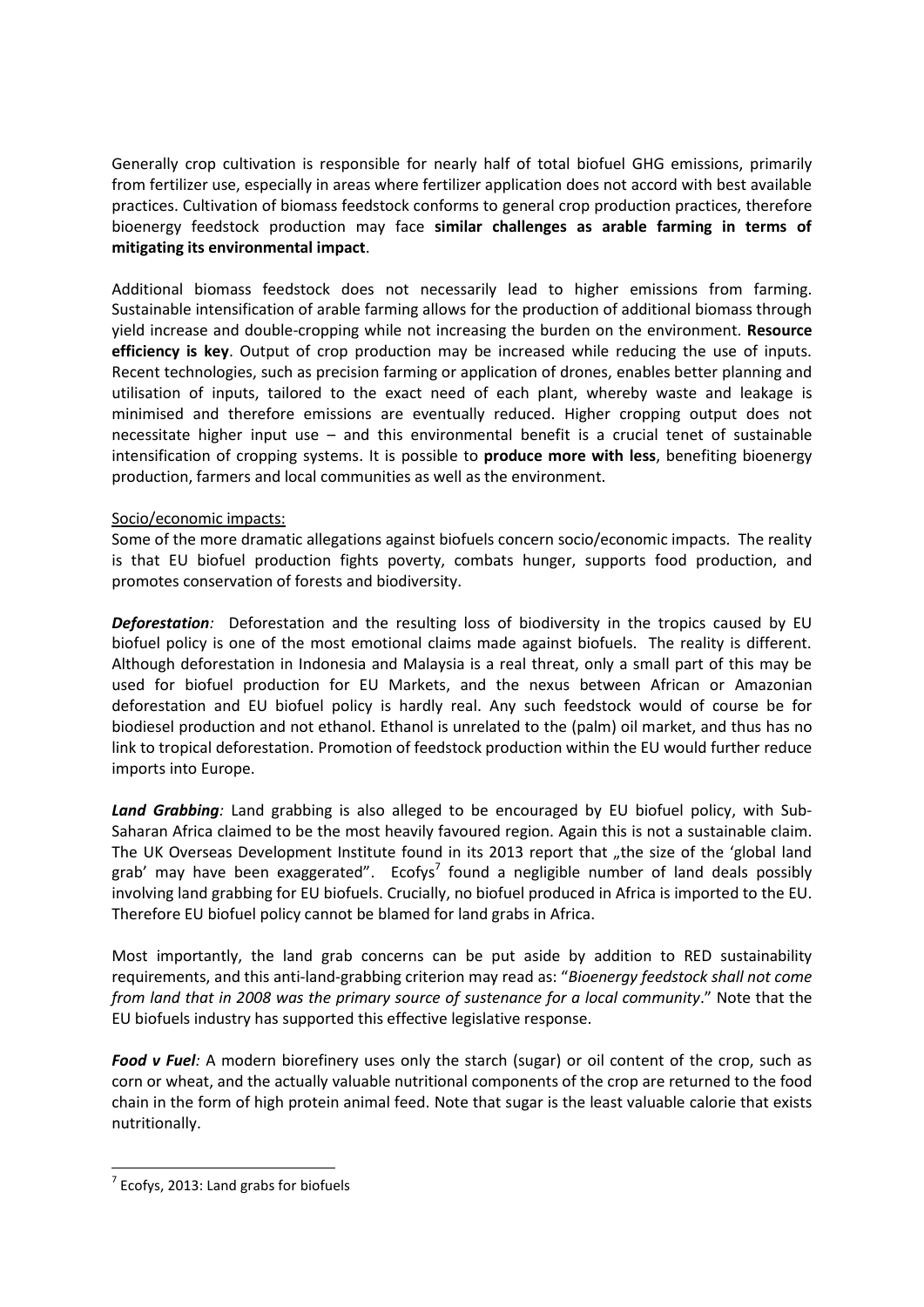Generally crop cultivation is responsible for nearly half of total biofuel GHG emissions, primarily from fertilizer use, especially in areas where fertilizer application does not accord with best available practices. Cultivation of biomass feedstock conforms to general crop production practices, therefore bioenergy feedstock production may face **similar challenges as arable farming in terms of mitigating its environmental impact**.

Additional biomass feedstock does not necessarily lead to higher emissions from farming. Sustainable intensification of arable farming allows for the production of additional biomass through yield increase and double-cropping while not increasing the burden on the environment. **Resource efficiency is key**. Output of crop production may be increased while reducing the use of inputs. Recent technologies, such as precision farming or application of drones, enables better planning and utilisation of inputs, tailored to the exact need of each plant, whereby waste and leakage is minimised and therefore emissions are eventually reduced. Higher cropping output does not necessitate higher input use – and this environmental benefit is a crucial tenet of sustainable intensification of cropping systems. It is possible to **produce more with less**, benefiting bioenergy production, farmers and local communities as well as the environment.

Socio/economic impacts:

Some of the more dramatic allegations against biofuels concern socio/economic impacts. The reality is that EU biofuel production fights poverty, combats hunger, supports food production, and promotes conservation of forests and biodiversity.

***Deforestation**:* Deforestation and the resulting loss of biodiversity in the tropics caused by EU biofuel policy is one of the most emotional claims made against biofuels. The reality is different. Although deforestation in Indonesia and Malaysia is a real threat, only a small part of this may be used for biofuel production for EU Markets, and the nexus between African or Amazonian deforestation and EU biofuel policy is hardly real. Any such feedstock would of course be for biodiesel production and not ethanol. Ethanol is unrelated to the (palm) oil market, and thus has no link to tropical deforestation. Promotion of feedstock production within the EU would further reduce imports into Europe.

***Land Grabbing**:* Land grabbing is also alleged to be encouraged by EU biofuel policy, with Sub-Saharan Africa claimed to be the most heavily favoured region. Again this is not a sustainable claim. The UK Overseas Development Institute found in its 2013 report that „the size of the 'global land grab' may have been exaggerated". Ecofys[7] found a negligible number of land deals possibly involving land grabbing for EU biofuels. Crucially, no biofuel produced in Africa is imported to the EU. Therefore EU biofuel policy cannot be blamed for land grabs in Africa.

Most importantly, the land grab concerns can be put aside by addition to RED sustainability requirements, and this anti-land-grabbing criterion may read as: "*Bioenergy feedstock shall not come from land that in 2008 was the primary source of sustenance for a local community*." Note that the EU biofuels industry has supported this effective legislative response.

***Food v Fuel**:* A modern biorefinery uses only the starch (sugar) or oil content of the crop, such as corn or wheat, and the actually valuable nutritional components of the crop are returned to the food chain in the form of high protein animal feed. Note that sugar is the least valuable calorie that exists nutritionally.

---

[7] Ecofys, 2013: Land grabs for biofuels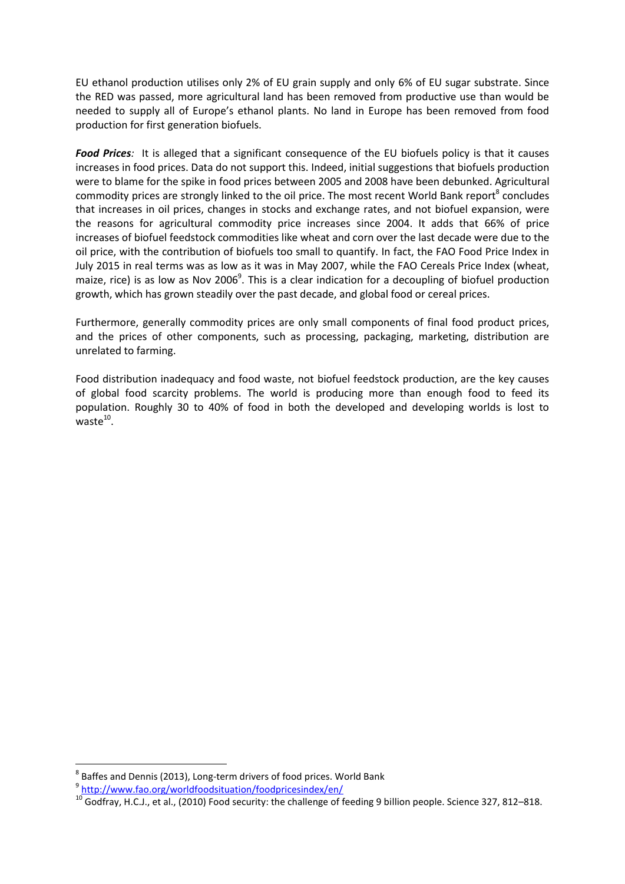EU ethanol production utilises only 2% of EU grain supply and only 6% of EU sugar substrate. Since the RED was passed, more agricultural land has been removed from productive use than would be needed to supply all of Europe's ethanol plants. No land in Europe has been removed from food production for first generation biofuels.

***Food Prices**:* It is alleged that a significant consequence of the EU biofuels policy is that it causes increases in food prices. Data do not support this. Indeed, initial suggestions that biofuels production were to blame for the spike in food prices between 2005 and 2008 have been debunked. Agricultural commodity prices are strongly linked to the oil price. The most recent World Bank report[8] concludes that increases in oil prices, changes in stocks and exchange rates, and not biofuel expansion, were the reasons for agricultural commodity price increases since 2004. It adds that 66% of price increases of biofuel feedstock commodities like wheat and corn over the last decade were due to the oil price, with the contribution of biofuels too small to quantify. In fact, the FAO Food Price Index in July 2015 in real terms was as low as it was in May 2007, while the FAO Cereals Price Index (wheat, maize, rice) is as low as Nov 2006[9]. This is a clear indication for a decoupling of biofuel production growth, which has grown steadily over the past decade, and global food or cereal prices.

Furthermore, generally commodity prices are only small components of final food product prices, and the prices of other components, such as processing, packaging, marketing, distribution are unrelated to farming.

Food distribution inadequacy and food waste, not biofuel feedstock production, are the key causes of global food scarcity problems. The world is producing more than enough food to feed its population. Roughly 30 to 40% of food in both the developed and developing worlds is lost to waste[10].

---

[8] Baffes and Dennis (2013), Long-term drivers of food prices. World Bank

[9] http://www.fao.org/worldfoodsituation/foodpricesindex/en/

[10] Godfray, H.C.J., et al., (2010) Food security: the challenge of feeding 9 billion people. Science 327, 812–818.